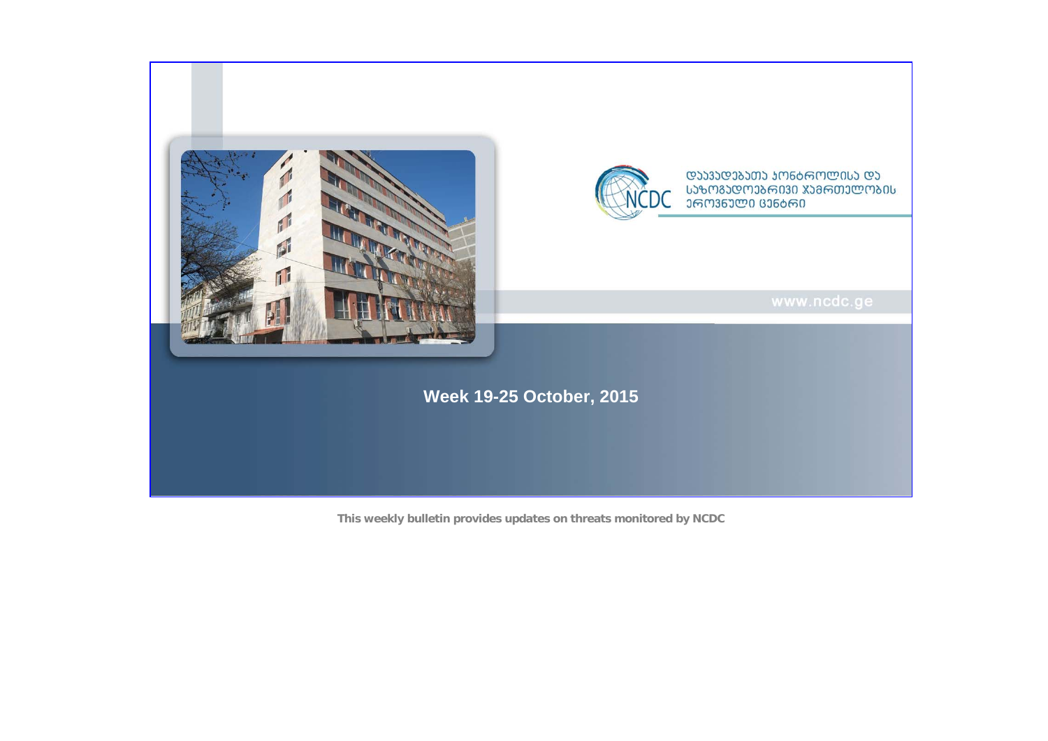დაავადებათა კონტროლისა და საზოგადოებრივი ჯანმრთელობის ეროვნული ცენტრი

NCDC

www.ncdc.ge

# Week 19-25 October, 2015

**This weekly bulletin provides updates on threats monitored by NCDC**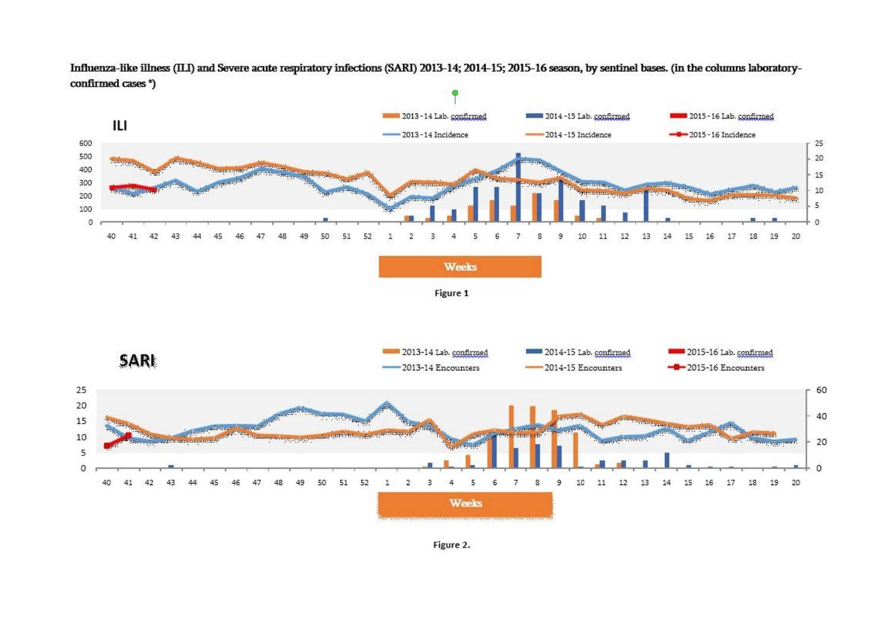**Influenza-like illness (ILI) and Severe acute respiratory infections (SARI) 2013-14; 2014-15; 2015-16 season, by sentinel bases. (in the columns laboratory-confirmed cases *)**

Figure 1

Figure 2.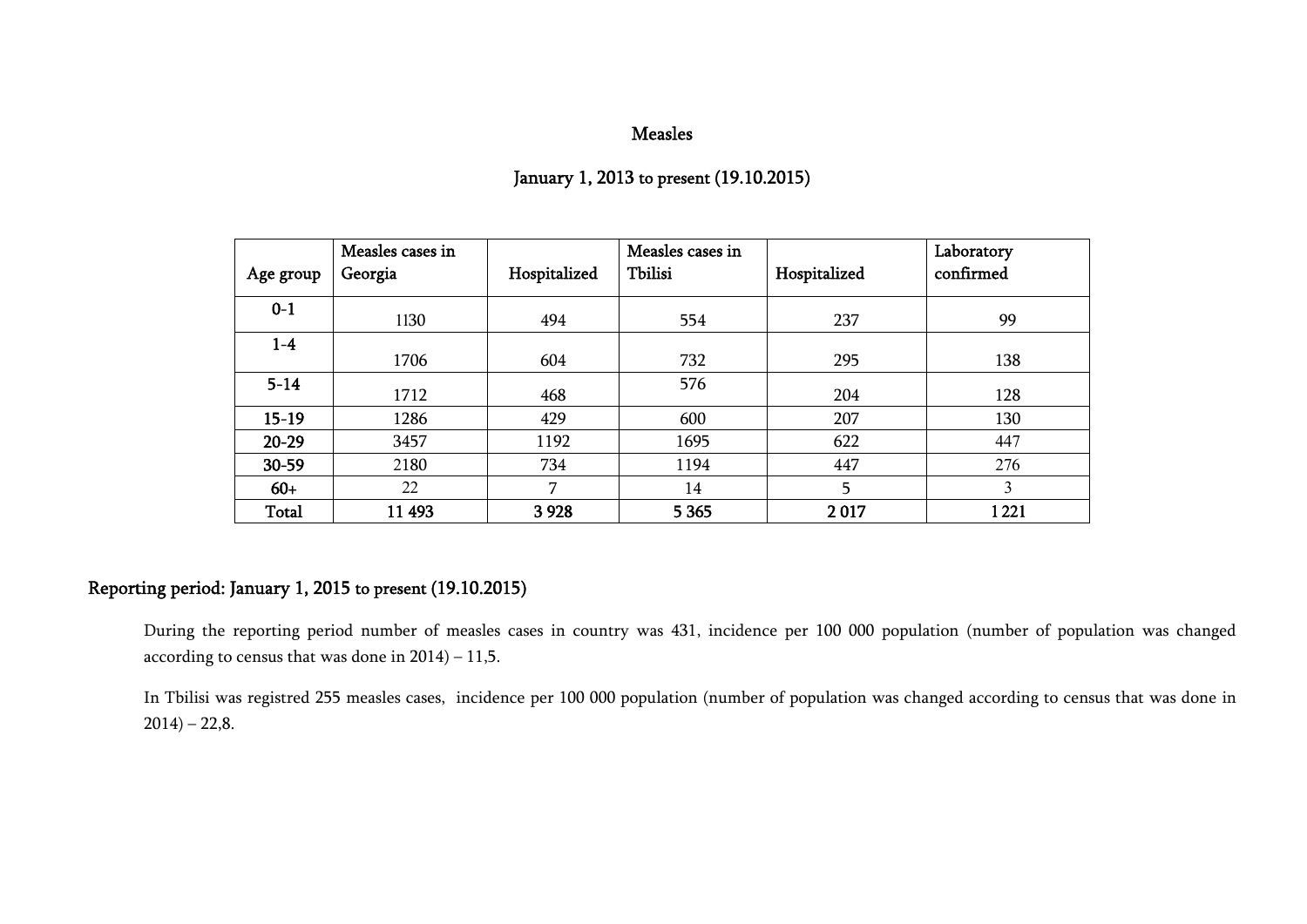# Measles

## January 1, 2013 to present (19.10.2015)

| Age group | Measles cases in Georgia | Hospitalized | Measles cases in Tbilisi | Hospitalized | Laboratory confirmed |
|---|---|---|---|---|---|
| **0-1** | 1130 | 494 | 554 | 237 | 99 |
| **1-4** | 1706 | 604 | 732 | 295 | 138 |
| **5-14** | 1712 | 468 | 576 | 204 | 128 |
| **15-19** | 1286 | 429 | 600 | 207 | 130 |
| **20-29** | 3457 | 1192 | 1695 | 622 | 447 |
| **30-59** | 2180 | 734 | 1194 | 447 | 276 |
| **60+** | 22 | 7 | 14 | 5 | 3 |
| **Total** | **11 493** | **3 928** | **5 365** | **2 017** | **1 221** |

## Reporting period: January 1, 2015 to present (19.10.2015)

During the reporting period number of measles cases in country was 431, incidence per 100 000 population (number of population was changed according to census that was done in 2014) – 11,5.

In Tbilisi was registred 255 measles cases, incidence per 100 000 population (number of population was changed according to census that was done in 2014) – 22,8.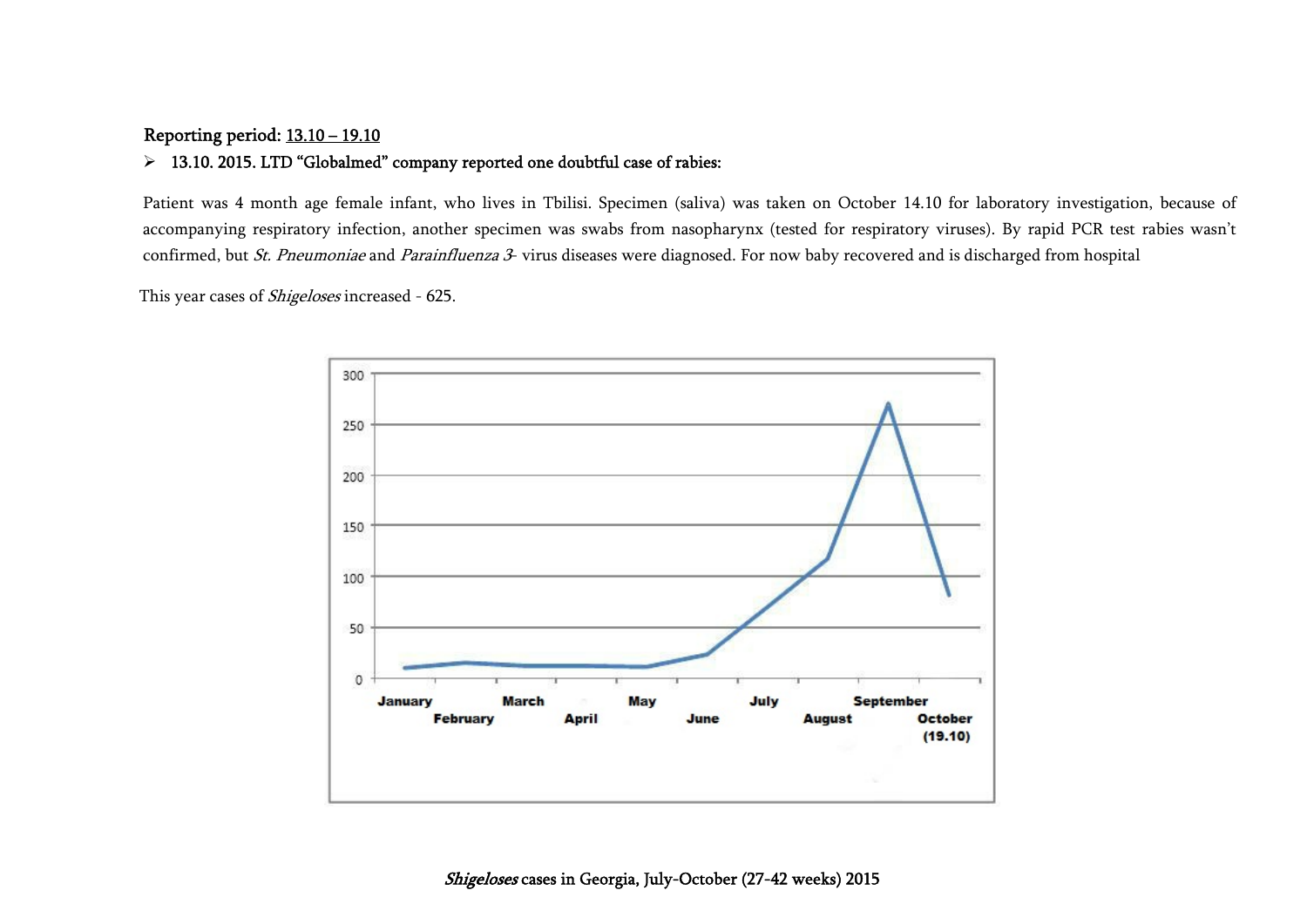**Reporting period:** **13.10 – 19.10**

- **13.10. 2015. LTD "Globalmed" company reported one doubtful case of rabies:**

Patient was 4 month age female infant, who lives in Tbilisi. Specimen (saliva) was taken on October 14.10 for laboratory investigation, because of accompanying respiratory infection, another specimen was swabs from nasopharynx (tested for respiratory viruses). By rapid PCR test rabies wasn't confirmed, but *St. Pneumoniae* and *Parainfluenza 3*- virus diseases were diagnosed. For now baby recovered and is discharged from hospital

This year cases of *Shigeloses* increased - 625.

*Shigeloses* cases in Georgia, July-October (27-42 weeks) 2015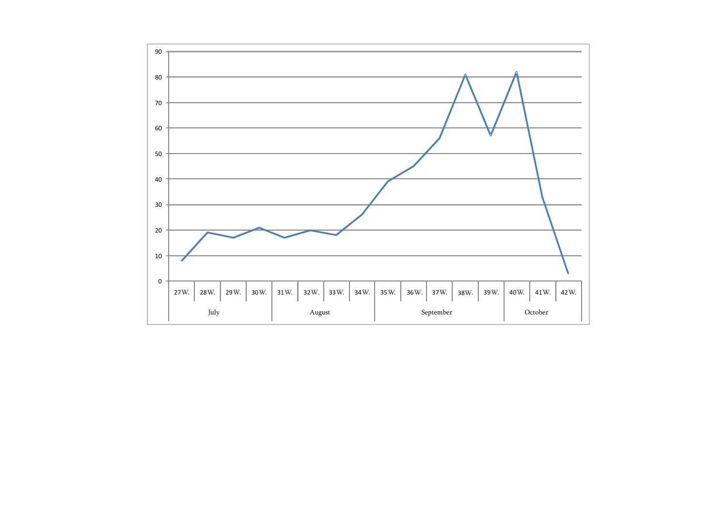90
80
70
60
50
40
30
20
10
0

27W. 28W. 29W. 30W. 31W. 32W. 33W. 34W. 35W. 36W. 37W. 38W. 39W. 40W. 41W. 42W.

July August September October